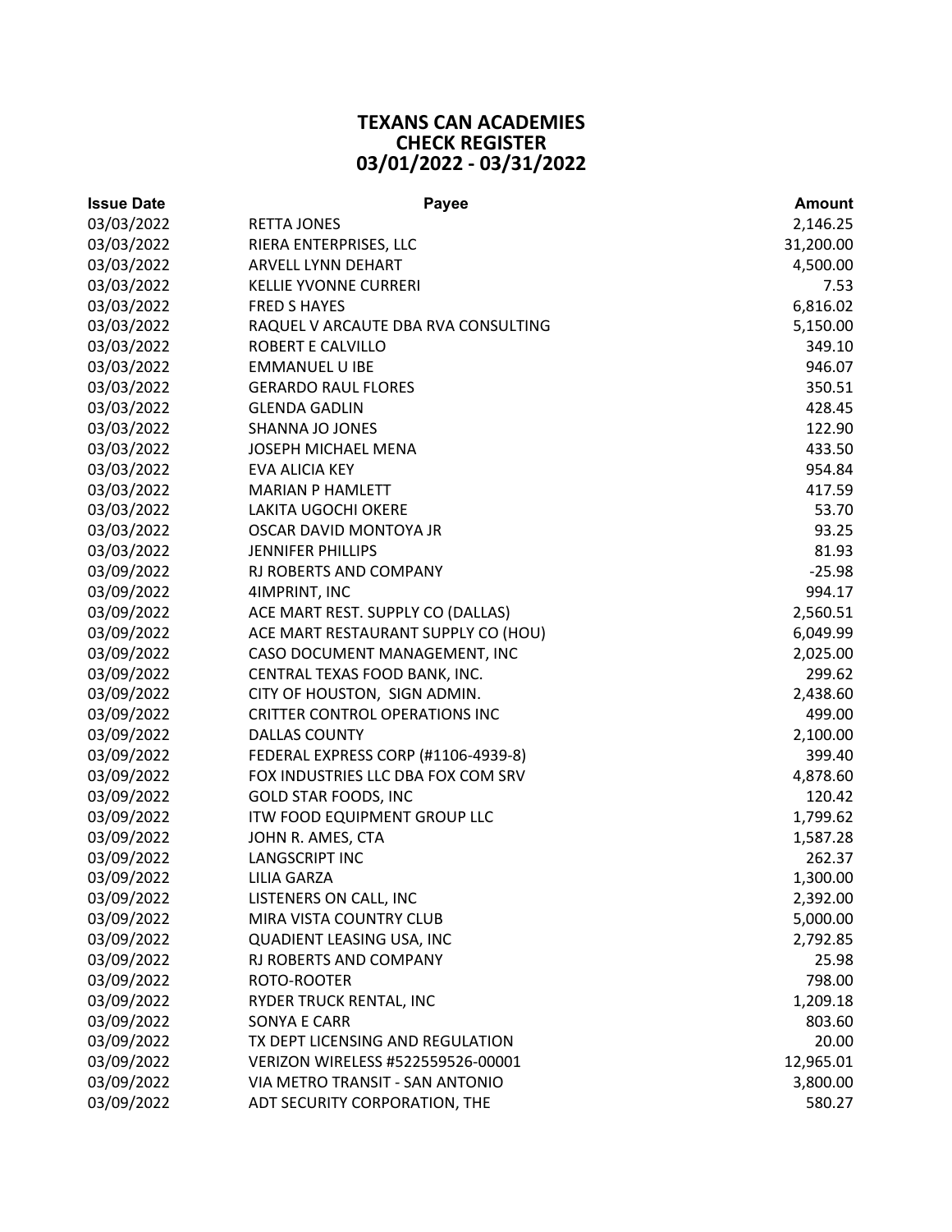# TEXANS CAN ACADEMIES
## CHECK REGISTER
## 03/01/2022 - 03/31/2022

| Issue Date | Payee | Amount |
|---|---|---|
| 03/03/2022 | RETTA JONES | 2,146.25 |
| 03/03/2022 | RIERA ENTERPRISES, LLC | 31,200.00 |
| 03/03/2022 | ARVELL LYNN DEHART | 4,500.00 |
| 03/03/2022 | KELLIE YVONNE CURRERI | 7.53 |
| 03/03/2022 | FRED S HAYES | 6,816.02 |
| 03/03/2022 | RAQUEL V ARCAUTE DBA RVA CONSULTING | 5,150.00 |
| 03/03/2022 | ROBERT E CALVILLO | 349.10 |
| 03/03/2022 | EMMANUEL U IBE | 946.07 |
| 03/03/2022 | GERARDO RAUL FLORES | 350.51 |
| 03/03/2022 | GLENDA GADLIN | 428.45 |
| 03/03/2022 | SHANNA JO JONES | 122.90 |
| 03/03/2022 | JOSEPH MICHAEL MENA | 433.50 |
| 03/03/2022 | EVA ALICIA KEY | 954.84 |
| 03/03/2022 | MARIAN P HAMLETT | 417.59 |
| 03/03/2022 | LAKITA UGOCHI OKERE | 53.70 |
| 03/03/2022 | OSCAR DAVID MONTOYA JR | 93.25 |
| 03/03/2022 | JENNIFER PHILLIPS | 81.93 |
| 03/09/2022 | RJ ROBERTS AND COMPANY | -25.98 |
| 03/09/2022 | 4IMPRINT, INC | 994.17 |
| 03/09/2022 | ACE MART REST. SUPPLY CO (DALLAS) | 2,560.51 |
| 03/09/2022 | ACE MART RESTAURANT SUPPLY CO (HOU) | 6,049.99 |
| 03/09/2022 | CASO DOCUMENT MANAGEMENT, INC | 2,025.00 |
| 03/09/2022 | CENTRAL TEXAS FOOD BANK, INC. | 299.62 |
| 03/09/2022 | CITY OF HOUSTON, SIGN ADMIN. | 2,438.60 |
| 03/09/2022 | CRITTER CONTROL OPERATIONS INC | 499.00 |
| 03/09/2022 | DALLAS COUNTY | 2,100.00 |
| 03/09/2022 | FEDERAL EXPRESS CORP (#1106-4939-8) | 399.40 |
| 03/09/2022 | FOX INDUSTRIES LLC DBA FOX COM SRV | 4,878.60 |
| 03/09/2022 | GOLD STAR FOODS, INC | 120.42 |
| 03/09/2022 | ITW FOOD EQUIPMENT GROUP LLC | 1,799.62 |
| 03/09/2022 | JOHN R. AMES, CTA | 1,587.28 |
| 03/09/2022 | LANGSCRIPT INC | 262.37 |
| 03/09/2022 | LILIA GARZA | 1,300.00 |
| 03/09/2022 | LISTENERS ON CALL, INC | 2,392.00 |
| 03/09/2022 | MIRA VISTA COUNTRY CLUB | 5,000.00 |
| 03/09/2022 | QUADIENT LEASING USA, INC | 2,792.85 |
| 03/09/2022 | RJ ROBERTS AND COMPANY | 25.98 |
| 03/09/2022 | ROTO-ROOTER | 798.00 |
| 03/09/2022 | RYDER TRUCK RENTAL, INC | 1,209.18 |
| 03/09/2022 | SONYA E CARR | 803.60 |
| 03/09/2022 | TX DEPT LICENSING AND REGULATION | 20.00 |
| 03/09/2022 | VERIZON WIRELESS #522559526-00001 | 12,965.01 |
| 03/09/2022 | VIA METRO TRANSIT - SAN ANTONIO | 3,800.00 |
| 03/09/2022 | ADT SECURITY CORPORATION, THE | 580.27 |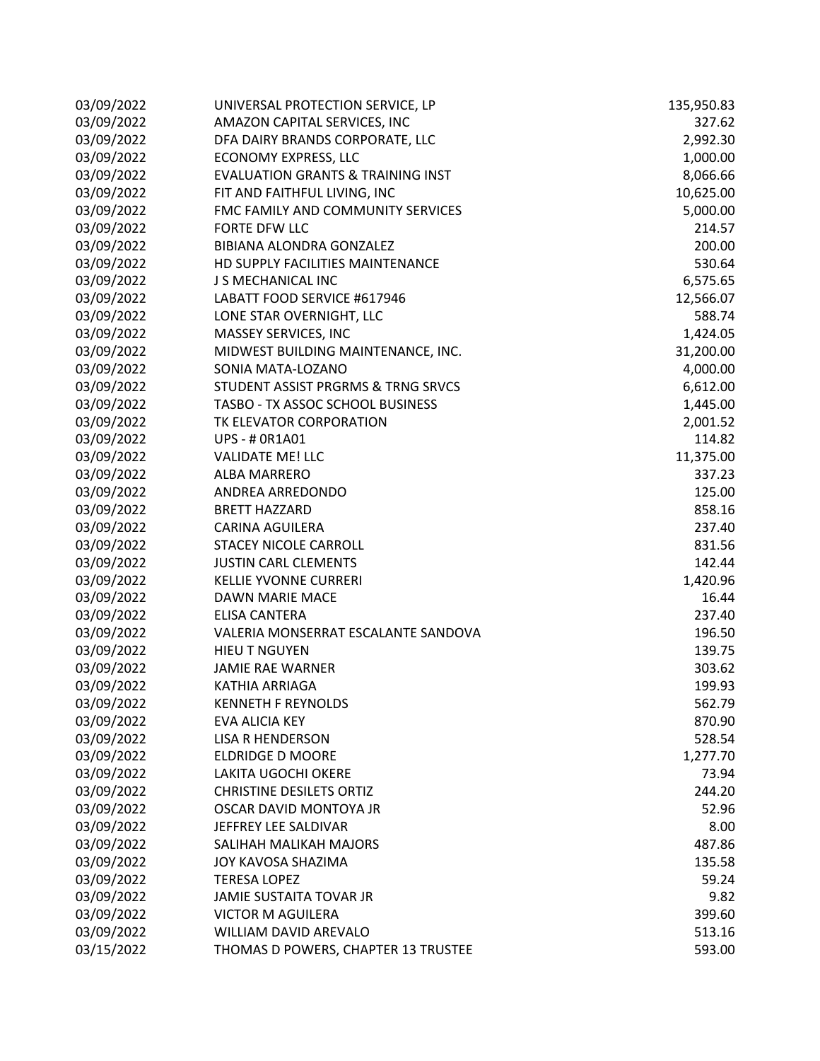| | | |
|---|---|---|
| 03/09/2022 | UNIVERSAL PROTECTION SERVICE, LP | 135,950.83 |
| 03/09/2022 | AMAZON CAPITAL SERVICES, INC | 327.62 |
| 03/09/2022 | DFA DAIRY BRANDS CORPORATE, LLC | 2,992.30 |
| 03/09/2022 | ECONOMY EXPRESS, LLC | 1,000.00 |
| 03/09/2022 | EVALUATION GRANTS & TRAINING INST | 8,066.66 |
| 03/09/2022 | FIT AND FAITHFUL LIVING, INC | 10,625.00 |
| 03/09/2022 | FMC FAMILY AND COMMUNITY SERVICES | 5,000.00 |
| 03/09/2022 | FORTE DFW LLC | 214.57 |
| 03/09/2022 | BIBIANA ALONDRA GONZALEZ | 200.00 |
| 03/09/2022 | HD SUPPLY FACILITIES MAINTENANCE | 530.64 |
| 03/09/2022 | J S MECHANICAL INC | 6,575.65 |
| 03/09/2022 | LABATT FOOD SERVICE #617946 | 12,566.07 |
| 03/09/2022 | LONE STAR OVERNIGHT, LLC | 588.74 |
| 03/09/2022 | MASSEY SERVICES, INC | 1,424.05 |
| 03/09/2022 | MIDWEST BUILDING MAINTENANCE, INC. | 31,200.00 |
| 03/09/2022 | SONIA MATA-LOZANO | 4,000.00 |
| 03/09/2022 | STUDENT ASSIST PRGRMS & TRNG SRVCS | 6,612.00 |
| 03/09/2022 | TASBO - TX ASSOC SCHOOL BUSINESS | 1,445.00 |
| 03/09/2022 | TK ELEVATOR CORPORATION | 2,001.52 |
| 03/09/2022 | UPS - # 0R1A01 | 114.82 |
| 03/09/2022 | VALIDATE ME! LLC | 11,375.00 |
| 03/09/2022 | ALBA MARRERO | 337.23 |
| 03/09/2022 | ANDREA ARREDONDO | 125.00 |
| 03/09/2022 | BRETT HAZZARD | 858.16 |
| 03/09/2022 | CARINA AGUILERA | 237.40 |
| 03/09/2022 | STACEY NICOLE CARROLL | 831.56 |
| 03/09/2022 | JUSTIN CARL CLEMENTS | 142.44 |
| 03/09/2022 | KELLIE YVONNE CURRERI | 1,420.96 |
| 03/09/2022 | DAWN MARIE MACE | 16.44 |
| 03/09/2022 | ELISA CANTERA | 237.40 |
| 03/09/2022 | VALERIA MONSERRAT ESCALANTE SANDOVA | 196.50 |
| 03/09/2022 | HIEU T NGUYEN | 139.75 |
| 03/09/2022 | JAMIE RAE WARNER | 303.62 |
| 03/09/2022 | KATHIA ARRIAGA | 199.93 |
| 03/09/2022 | KENNETH F REYNOLDS | 562.79 |
| 03/09/2022 | EVA ALICIA KEY | 870.90 |
| 03/09/2022 | LISA R HENDERSON | 528.54 |
| 03/09/2022 | ELDRIDGE D MOORE | 1,277.70 |
| 03/09/2022 | LAKITA UGOCHI OKERE | 73.94 |
| 03/09/2022 | CHRISTINE DESILETS ORTIZ | 244.20 |
| 03/09/2022 | OSCAR DAVID MONTOYA JR | 52.96 |
| 03/09/2022 | JEFFREY LEE SALDIVAR | 8.00 |
| 03/09/2022 | SALIHAH MALIKAH MAJORS | 487.86 |
| 03/09/2022 | JOY KAVOSA SHAZIMA | 135.58 |
| 03/09/2022 | TERESA LOPEZ | 59.24 |
| 03/09/2022 | JAMIE SUSTAITA TOVAR JR | 9.82 |
| 03/09/2022 | VICTOR M AGUILERA | 399.60 |
| 03/09/2022 | WILLIAM DAVID AREVALO | 513.16 |
| 03/15/2022 | THOMAS D POWERS, CHAPTER 13 TRUSTEE | 593.00 |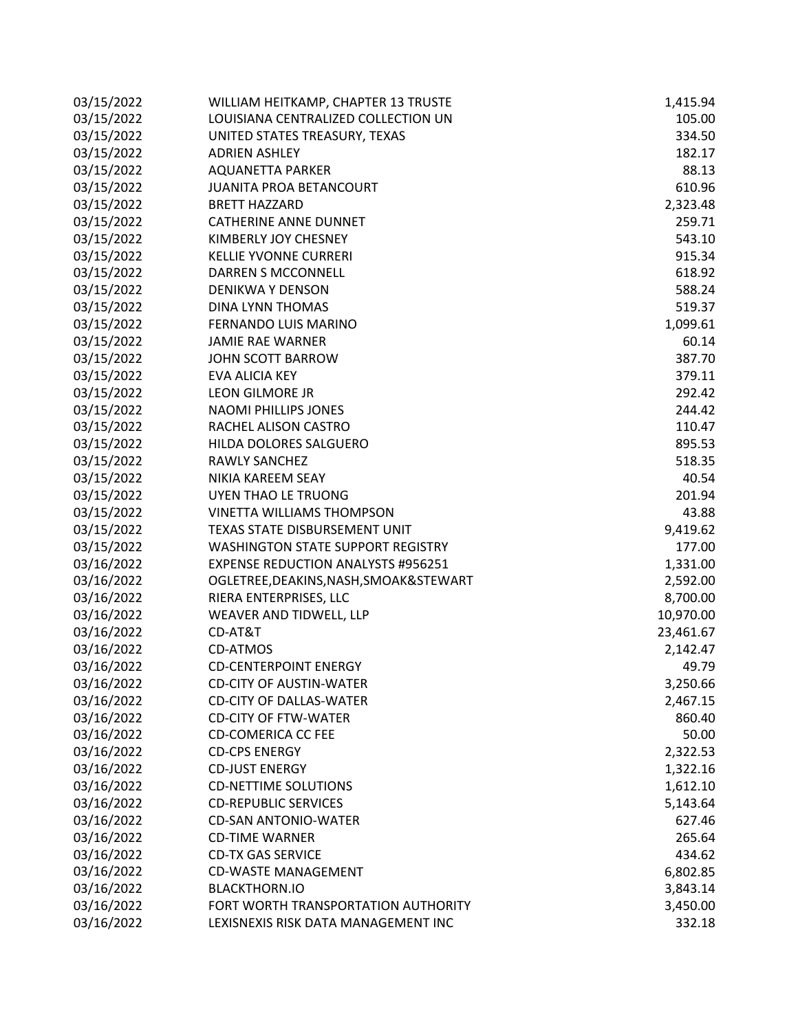| | | |
|---|---|---|
| 03/15/2022 | WILLIAM HEITKAMP, CHAPTER 13 TRUSTE | 1,415.94 |
| 03/15/2022 | LOUISIANA CENTRALIZED COLLECTION UN | 105.00 |
| 03/15/2022 | UNITED STATES TREASURY, TEXAS | 334.50 |
| 03/15/2022 | ADRIEN ASHLEY | 182.17 |
| 03/15/2022 | AQUANETTA PARKER | 88.13 |
| 03/15/2022 | JUANITA PROA BETANCOURT | 610.96 |
| 03/15/2022 | BRETT HAZZARD | 2,323.48 |
| 03/15/2022 | CATHERINE ANNE DUNNET | 259.71 |
| 03/15/2022 | KIMBERLY JOY CHESNEY | 543.10 |
| 03/15/2022 | KELLIE YVONNE CURRERI | 915.34 |
| 03/15/2022 | DARREN S MCCONNELL | 618.92 |
| 03/15/2022 | DENIKWA Y DENSON | 588.24 |
| 03/15/2022 | DINA LYNN THOMAS | 519.37 |
| 03/15/2022 | FERNANDO LUIS MARINO | 1,099.61 |
| 03/15/2022 | JAMIE RAE WARNER | 60.14 |
| 03/15/2022 | JOHN SCOTT BARROW | 387.70 |
| 03/15/2022 | EVA ALICIA KEY | 379.11 |
| 03/15/2022 | LEON GILMORE JR | 292.42 |
| 03/15/2022 | NAOMI PHILLIPS JONES | 244.42 |
| 03/15/2022 | RACHEL ALISON CASTRO | 110.47 |
| 03/15/2022 | HILDA DOLORES SALGUERO | 895.53 |
| 03/15/2022 | RAWLY SANCHEZ | 518.35 |
| 03/15/2022 | NIKIA KAREEM SEAY | 40.54 |
| 03/15/2022 | UYEN THAO LE TRUONG | 201.94 |
| 03/15/2022 | VINETTA WILLIAMS THOMPSON | 43.88 |
| 03/15/2022 | TEXAS STATE DISBURSEMENT UNIT | 9,419.62 |
| 03/15/2022 | WASHINGTON STATE SUPPORT REGISTRY | 177.00 |
| 03/16/2022 | EXPENSE REDUCTION ANALYSTS #956251 | 1,331.00 |
| 03/16/2022 | OGLETREE,DEAKINS,NASH,SMOAK&STEWART | 2,592.00 |
| 03/16/2022 | RIERA ENTERPRISES, LLC | 8,700.00 |
| 03/16/2022 | WEAVER AND TIDWELL, LLP | 10,970.00 |
| 03/16/2022 | CD-AT&T | 23,461.67 |
| 03/16/2022 | CD-ATMOS | 2,142.47 |
| 03/16/2022 | CD-CENTERPOINT ENERGY | 49.79 |
| 03/16/2022 | CD-CITY OF AUSTIN-WATER | 3,250.66 |
| 03/16/2022 | CD-CITY OF DALLAS-WATER | 2,467.15 |
| 03/16/2022 | CD-CITY OF FTW-WATER | 860.40 |
| 03/16/2022 | CD-COMERICA CC FEE | 50.00 |
| 03/16/2022 | CD-CPS ENERGY | 2,322.53 |
| 03/16/2022 | CD-JUST ENERGY | 1,322.16 |
| 03/16/2022 | CD-NETTIME SOLUTIONS | 1,612.10 |
| 03/16/2022 | CD-REPUBLIC SERVICES | 5,143.64 |
| 03/16/2022 | CD-SAN ANTONIO-WATER | 627.46 |
| 03/16/2022 | CD-TIME WARNER | 265.64 |
| 03/16/2022 | CD-TX GAS SERVICE | 434.62 |
| 03/16/2022 | CD-WASTE MANAGEMENT | 6,802.85 |
| 03/16/2022 | BLACKTHORN.IO | 3,843.14 |
| 03/16/2022 | FORT WORTH TRANSPORTATION AUTHORITY | 3,450.00 |
| 03/16/2022 | LEXISNEXIS RISK DATA MANAGEMENT INC | 332.18 |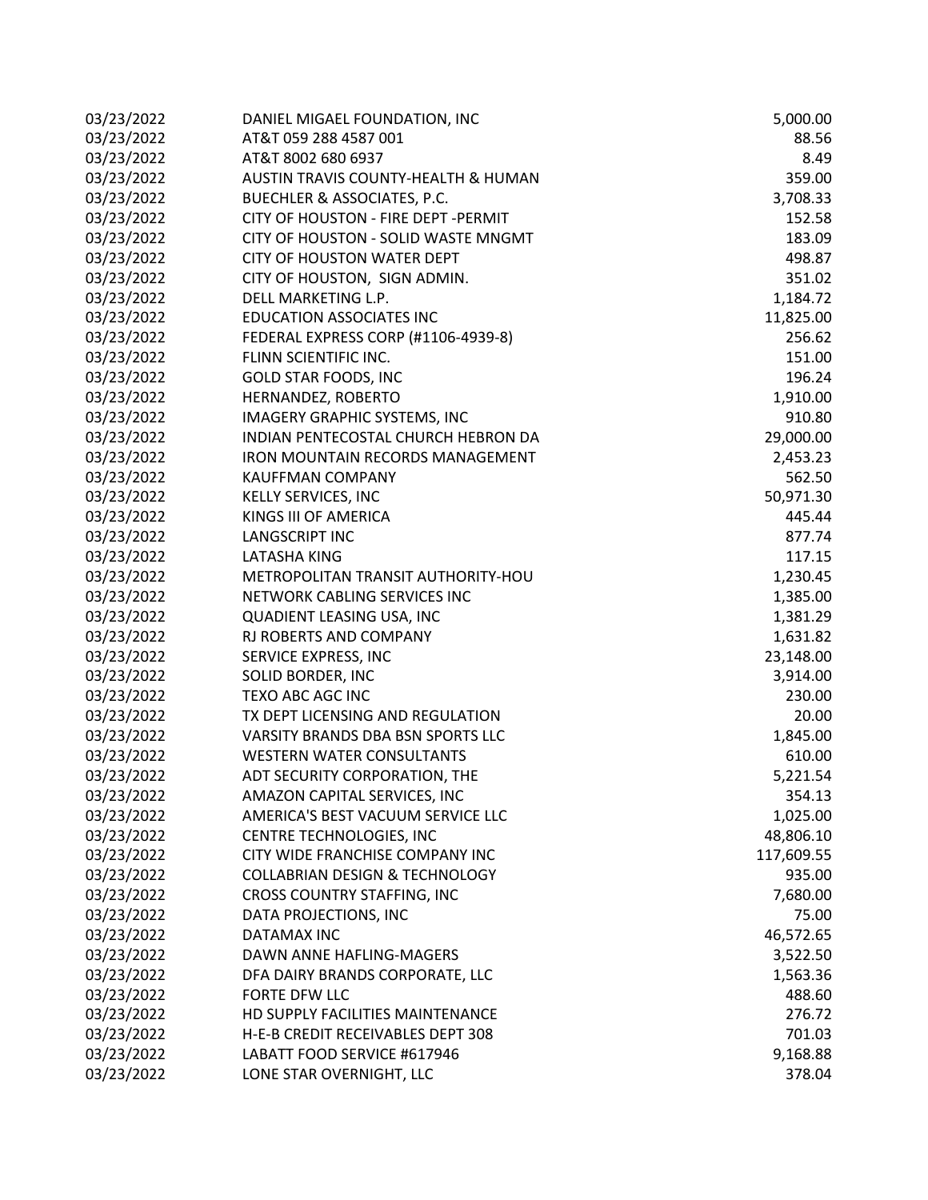| | | |
|---|---|---|
| 03/23/2022 | DANIEL MIGAEL FOUNDATION, INC | 5,000.00 |
| 03/23/2022 | AT&T 059 288 4587 001 | 88.56 |
| 03/23/2022 | AT&T 8002 680 6937 | 8.49 |
| 03/23/2022 | AUSTIN TRAVIS COUNTY-HEALTH & HUMAN | 359.00 |
| 03/23/2022 | BUECHLER & ASSOCIATES, P.C. | 3,708.33 |
| 03/23/2022 | CITY OF HOUSTON - FIRE DEPT -PERMIT | 152.58 |
| 03/23/2022 | CITY OF HOUSTON - SOLID WASTE MNGMT | 183.09 |
| 03/23/2022 | CITY OF HOUSTON WATER DEPT | 498.87 |
| 03/23/2022 | CITY OF HOUSTON, SIGN ADMIN. | 351.02 |
| 03/23/2022 | DELL MARKETING L.P. | 1,184.72 |
| 03/23/2022 | EDUCATION ASSOCIATES INC | 11,825.00 |
| 03/23/2022 | FEDERAL EXPRESS CORP (#1106-4939-8) | 256.62 |
| 03/23/2022 | FLINN SCIENTIFIC INC. | 151.00 |
| 03/23/2022 | GOLD STAR FOODS, INC | 196.24 |
| 03/23/2022 | HERNANDEZ, ROBERTO | 1,910.00 |
| 03/23/2022 | IMAGERY GRAPHIC SYSTEMS, INC | 910.80 |
| 03/23/2022 | INDIAN PENTECOSTAL CHURCH HEBRON DA | 29,000.00 |
| 03/23/2022 | IRON MOUNTAIN RECORDS MANAGEMENT | 2,453.23 |
| 03/23/2022 | KAUFFMAN COMPANY | 562.50 |
| 03/23/2022 | KELLY SERVICES, INC | 50,971.30 |
| 03/23/2022 | KINGS III OF AMERICA | 445.44 |
| 03/23/2022 | LANGSCRIPT INC | 877.74 |
| 03/23/2022 | LATASHA KING | 117.15 |
| 03/23/2022 | METROPOLITAN TRANSIT AUTHORITY-HOU | 1,230.45 |
| 03/23/2022 | NETWORK CABLING SERVICES INC | 1,385.00 |
| 03/23/2022 | QUADIENT LEASING USA, INC | 1,381.29 |
| 03/23/2022 | RJ ROBERTS AND COMPANY | 1,631.82 |
| 03/23/2022 | SERVICE EXPRESS, INC | 23,148.00 |
| 03/23/2022 | SOLID BORDER, INC | 3,914.00 |
| 03/23/2022 | TEXO ABC AGC INC | 230.00 |
| 03/23/2022 | TX DEPT LICENSING AND REGULATION | 20.00 |
| 03/23/2022 | VARSITY BRANDS DBA BSN SPORTS LLC | 1,845.00 |
| 03/23/2022 | WESTERN WATER CONSULTANTS | 610.00 |
| 03/23/2022 | ADT SECURITY CORPORATION, THE | 5,221.54 |
| 03/23/2022 | AMAZON CAPITAL SERVICES, INC | 354.13 |
| 03/23/2022 | AMERICA'S BEST VACUUM SERVICE LLC | 1,025.00 |
| 03/23/2022 | CENTRE TECHNOLOGIES, INC | 48,806.10 |
| 03/23/2022 | CITY WIDE FRANCHISE COMPANY INC | 117,609.55 |
| 03/23/2022 | COLLABRIAN DESIGN & TECHNOLOGY | 935.00 |
| 03/23/2022 | CROSS COUNTRY STAFFING, INC | 7,680.00 |
| 03/23/2022 | DATA PROJECTIONS, INC | 75.00 |
| 03/23/2022 | DATAMAX INC | 46,572.65 |
| 03/23/2022 | DAWN ANNE HAFLING-MAGERS | 3,522.50 |
| 03/23/2022 | DFA DAIRY BRANDS CORPORATE, LLC | 1,563.36 |
| 03/23/2022 | FORTE DFW LLC | 488.60 |
| 03/23/2022 | HD SUPPLY FACILITIES MAINTENANCE | 276.72 |
| 03/23/2022 | H-E-B CREDIT RECEIVABLES DEPT 308 | 701.03 |
| 03/23/2022 | LABATT FOOD SERVICE #617946 | 9,168.88 |
| 03/23/2022 | LONE STAR OVERNIGHT, LLC | 378.04 |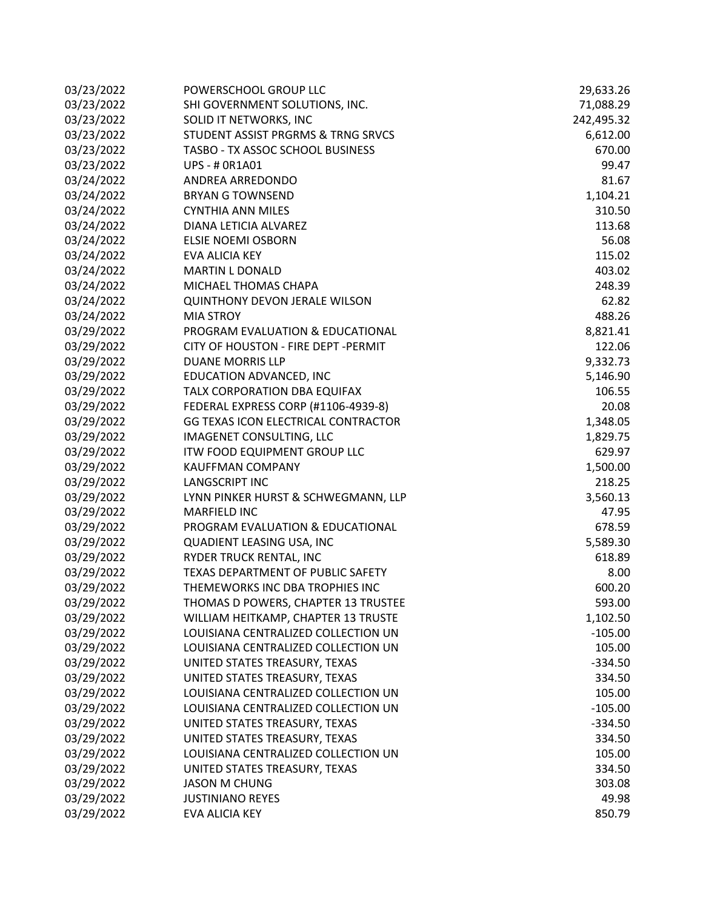| | | |
|---|---|---|
| 03/23/2022 | POWERSCHOOL GROUP LLC | 29,633.26 |
| 03/23/2022 | SHI GOVERNMENT SOLUTIONS, INC. | 71,088.29 |
| 03/23/2022 | SOLID IT NETWORKS, INC | 242,495.32 |
| 03/23/2022 | STUDENT ASSIST PRGRMS & TRNG SRVCS | 6,612.00 |
| 03/23/2022 | TASBO - TX ASSOC SCHOOL BUSINESS | 670.00 |
| 03/23/2022 | UPS - # 0R1A01 | 99.47 |
| 03/24/2022 | ANDREA ARREDONDO | 81.67 |
| 03/24/2022 | BRYAN G TOWNSEND | 1,104.21 |
| 03/24/2022 | CYNTHIA ANN MILES | 310.50 |
| 03/24/2022 | DIANA LETICIA ALVAREZ | 113.68 |
| 03/24/2022 | ELSIE NOEMI OSBORN | 56.08 |
| 03/24/2022 | EVA ALICIA KEY | 115.02 |
| 03/24/2022 | MARTIN L DONALD | 403.02 |
| 03/24/2022 | MICHAEL THOMAS CHAPA | 248.39 |
| 03/24/2022 | QUINTHONY DEVON JERALE WILSON | 62.82 |
| 03/24/2022 | MIA STROY | 488.26 |
| 03/29/2022 | PROGRAM EVALUATION & EDUCATIONAL | 8,821.41 |
| 03/29/2022 | CITY OF HOUSTON - FIRE DEPT -PERMIT | 122.06 |
| 03/29/2022 | DUANE MORRIS LLP | 9,332.73 |
| 03/29/2022 | EDUCATION ADVANCED, INC | 5,146.90 |
| 03/29/2022 | TALX CORPORATION DBA EQUIFAX | 106.55 |
| 03/29/2022 | FEDERAL EXPRESS CORP (#1106-4939-8) | 20.08 |
| 03/29/2022 | GG TEXAS ICON ELECTRICAL CONTRACTOR | 1,348.05 |
| 03/29/2022 | IMAGENET CONSULTING, LLC | 1,829.75 |
| 03/29/2022 | ITW FOOD EQUIPMENT GROUP LLC | 629.97 |
| 03/29/2022 | KAUFFMAN COMPANY | 1,500.00 |
| 03/29/2022 | LANGSCRIPT INC | 218.25 |
| 03/29/2022 | LYNN PINKER HURST & SCHWEGMANN, LLP | 3,560.13 |
| 03/29/2022 | MARFIELD INC | 47.95 |
| 03/29/2022 | PROGRAM EVALUATION & EDUCATIONAL | 678.59 |
| 03/29/2022 | QUADIENT LEASING USA, INC | 5,589.30 |
| 03/29/2022 | RYDER TRUCK RENTAL, INC | 618.89 |
| 03/29/2022 | TEXAS DEPARTMENT OF PUBLIC SAFETY | 8.00 |
| 03/29/2022 | THEMEWORKS INC DBA TROPHIES INC | 600.20 |
| 03/29/2022 | THOMAS D POWERS, CHAPTER 13 TRUSTEE | 593.00 |
| 03/29/2022 | WILLIAM HEITKAMP, CHAPTER 13 TRUSTE | 1,102.50 |
| 03/29/2022 | LOUISIANA CENTRALIZED COLLECTION UN | -105.00 |
| 03/29/2022 | LOUISIANA CENTRALIZED COLLECTION UN | 105.00 |
| 03/29/2022 | UNITED STATES TREASURY, TEXAS | -334.50 |
| 03/29/2022 | UNITED STATES TREASURY, TEXAS | 334.50 |
| 03/29/2022 | LOUISIANA CENTRALIZED COLLECTION UN | 105.00 |
| 03/29/2022 | LOUISIANA CENTRALIZED COLLECTION UN | -105.00 |
| 03/29/2022 | UNITED STATES TREASURY, TEXAS | -334.50 |
| 03/29/2022 | UNITED STATES TREASURY, TEXAS | 334.50 |
| 03/29/2022 | LOUISIANA CENTRALIZED COLLECTION UN | 105.00 |
| 03/29/2022 | UNITED STATES TREASURY, TEXAS | 334.50 |
| 03/29/2022 | JASON M CHUNG | 303.08 |
| 03/29/2022 | JUSTINIANO REYES | 49.98 |
| 03/29/2022 | EVA ALICIA KEY | 850.79 |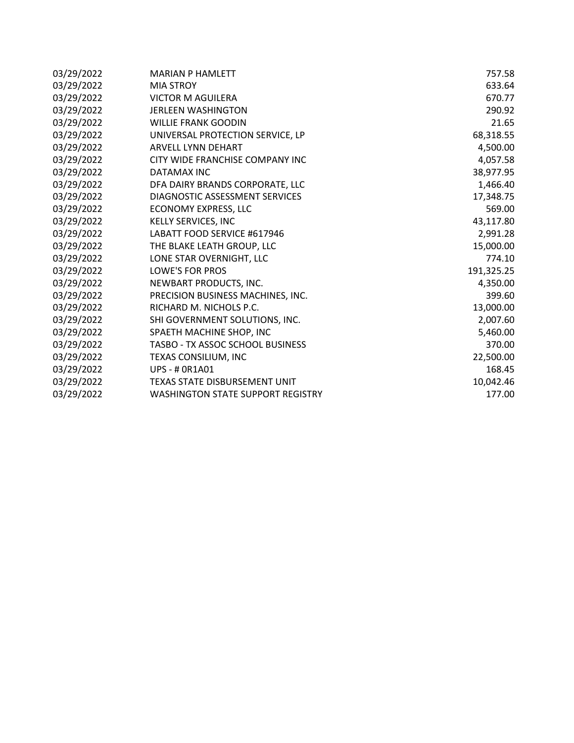| | | |
|---|---|---|
| 03/29/2022 | MARIAN P HAMLETT | 757.58 |
| 03/29/2022 | MIA STROY | 633.64 |
| 03/29/2022 | VICTOR M AGUILERA | 670.77 |
| 03/29/2022 | JERLEEN WASHINGTON | 290.92 |
| 03/29/2022 | WILLIE FRANK GOODIN | 21.65 |
| 03/29/2022 | UNIVERSAL PROTECTION SERVICE, LP | 68,318.55 |
| 03/29/2022 | ARVELL LYNN DEHART | 4,500.00 |
| 03/29/2022 | CITY WIDE FRANCHISE COMPANY INC | 4,057.58 |
| 03/29/2022 | DATAMAX INC | 38,977.95 |
| 03/29/2022 | DFA DAIRY BRANDS CORPORATE, LLC | 1,466.40 |
| 03/29/2022 | DIAGNOSTIC ASSESSMENT SERVICES | 17,348.75 |
| 03/29/2022 | ECONOMY EXPRESS, LLC | 569.00 |
| 03/29/2022 | KELLY SERVICES, INC | 43,117.80 |
| 03/29/2022 | LABATT FOOD SERVICE #617946 | 2,991.28 |
| 03/29/2022 | THE BLAKE LEATH GROUP, LLC | 15,000.00 |
| 03/29/2022 | LONE STAR OVERNIGHT, LLC | 774.10 |
| 03/29/2022 | LOWE'S FOR PROS | 191,325.25 |
| 03/29/2022 | NEWBART PRODUCTS, INC. | 4,350.00 |
| 03/29/2022 | PRECISION BUSINESS MACHINES, INC. | 399.60 |
| 03/29/2022 | RICHARD M. NICHOLS P.C. | 13,000.00 |
| 03/29/2022 | SHI GOVERNMENT SOLUTIONS, INC. | 2,007.60 |
| 03/29/2022 | SPAETH MACHINE SHOP, INC | 5,460.00 |
| 03/29/2022 | TASBO - TX ASSOC SCHOOL BUSINESS | 370.00 |
| 03/29/2022 | TEXAS CONSILIUM, INC | 22,500.00 |
| 03/29/2022 | UPS - # 0R1A01 | 168.45 |
| 03/29/2022 | TEXAS STATE DISBURSEMENT UNIT | 10,042.46 |
| 03/29/2022 | WASHINGTON STATE SUPPORT REGISTRY | 177.00 |